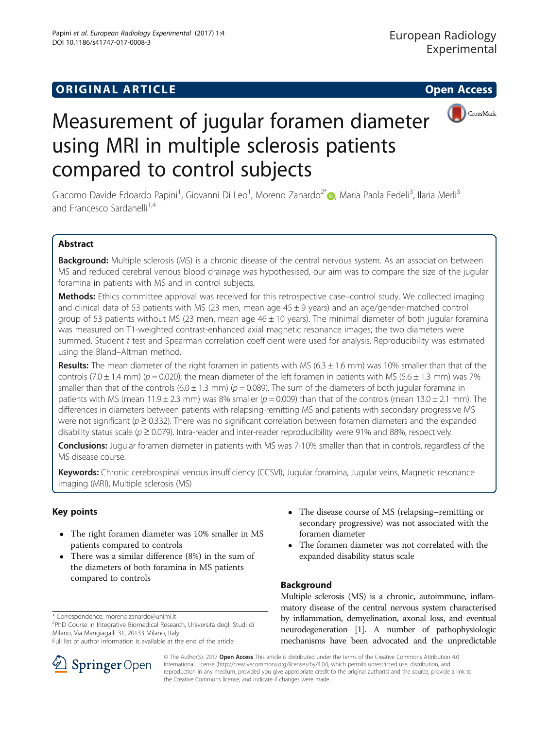## ORIGINAL ARTICLE

Open Access

# Measurement of jugular foramen diameter using MRI in multiple sclerosis patients compared to control subjects

Giacomo Davide Edoardo Papini[1], Giovanni Di Leo[1], Moreno Zanardo[2*], Maria Paola Fedeli[3], Ilaria Merli[3] and Francesco Sardanelli[1,4]

## Abstract

**Background:** Multiple sclerosis (MS) is a chronic disease of the central nervous system. As an association between MS and reduced cerebral venous blood drainage was hypothesised, our aim was to compare the size of the jugular foramina in patients with MS and in control subjects.

**Methods:** Ethics committee approval was received for this retrospective case–control study. We collected imaging and clinical data of 53 patients with MS (23 men, mean age 45 ± 9 years) and an age/gender-matched control group of 53 patients without MS (23 men, mean age 46 ± 10 years). The minimal diameter of both jugular foramina was measured on T1-weighted contrast-enhanced axial magnetic resonance images; the two diameters were summed. Student *t* test and Spearman correlation coefficient were used for analysis. Reproducibility was estimated using the Bland–Altman method.

**Results:** The mean diameter of the right foramen in patients with MS (6.3 ± 1.6 mm) was 10% smaller than that of the controls (7.0 ± 1.4 mm) ($p = 0.020$); the mean diameter of the left foramen in patients with MS (5.6 ± 1.3 mm) was 7% smaller than that of the controls (6.0 ± 1.3 mm) ($p = 0.089$). The sum of the diameters of both jugular foramina in patients with MS (mean 11.9 ± 2.3 mm) was 8% smaller ($p = 0.009$) than that of the controls (mean 13.0 ± 2.1 mm). The differences in diameters between patients with relapsing-remitting MS and patients with secondary progressive MS were not significant ($p \geq 0.332$). There was no significant correlation between foramen diameters and the expanded disability status scale ($p \geq 0.079$). Intra-reader and inter-reader reproducibility were 91% and 88%, respectively.

**Conclusions:** Jugular foramen diameter in patients with MS was 7-10% smaller than that in controls, regardless of the MS disease course.

**Keywords:** Chronic cerebrospinal venous insufficiency (CCSVI), Jugular foramina, Jugular veins, Magnetic resonance imaging (MRI), Multiple sclerosis (MS)

## Key points

- The right foramen diameter was 10% smaller in MS patients compared to controls
- There was a similar difference (8%) in the sum of the diameters of both foramina in MS patients compared to controls
- The disease course of MS (relapsing–remitting or secondary progressive) was not associated with the foramen diameter
- The foramen diameter was not correlated with the expanded disability status scale

## Background

Multiple sclerosis (MS) is a chronic, autoimmune, inflammatory disease of the central nervous system characterised by inflammation, demyelination, axonal loss, and eventual neurodegeneration [1]. A number of pathophysiologic mechanisms have been advocated and the unpredictable

* Correspondence: moreno.zanardo@unimi.it
[2]PhD Course in Integrative Biomedical Research, Università degli Studi di Milano, Via Mangiagalli 31, 20133 Milano, Italy
Full list of author information is available at the end of the article

© The Author(s). 2017 **Open Access** This article is distributed under the terms of the Creative Commons Attribution 4.0 International License (http://creativecommons.org/licenses/by/4.0/), which permits unrestricted use, distribution, and reproduction in any medium, provided you give appropriate credit to the original author(s) and the source, provide a link to the Creative Commons license, and indicate if changes were made.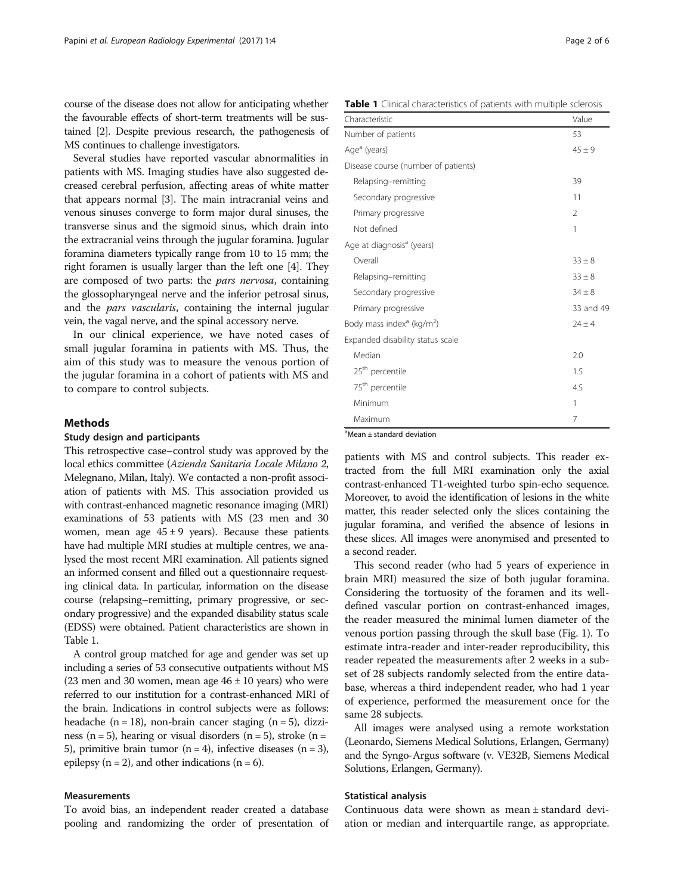course of the disease does not allow for anticipating whether the favourable effects of short-term treatments will be sustained [2]. Despite previous research, the pathogenesis of MS continues to challenge investigators.

Several studies have reported vascular abnormalities in patients with MS. Imaging studies have also suggested decreased cerebral perfusion, affecting areas of white matter that appears normal [3]. The main intracranial veins and venous sinuses converge to form major dural sinuses, the transverse sinus and the sigmoid sinus, which drain into the extracranial veins through the jugular foramina. Jugular foramina diameters typically range from 10 to 15 mm; the right foramen is usually larger than the left one [4]. They are composed of two parts: the *pars nervosa*, containing the glossopharyngeal nerve and the inferior petrosal sinus, and the *pars vascularis*, containing the internal jugular vein, the vagal nerve, and the spinal accessory nerve.

In our clinical experience, we have noted cases of small jugular foramina in patients with MS. Thus, the aim of this study was to measure the venous portion of the jugular foramina in a cohort of patients with MS and to compare to control subjects.

## Methods

### Study design and participants

This retrospective case–control study was approved by the local ethics committee (*Azienda Sanitaria Locale Milano 2*, Melegnano, Milan, Italy). We contacted a non-profit association of patients with MS. This association provided us with contrast-enhanced magnetic resonance imaging (MRI) examinations of 53 patients with MS (23 men and 30 women, mean age $45 \pm 9$ years). Because these patients have had multiple MRI studies at multiple centres, we analysed the most recent MRI examination. All patients signed an informed consent and filled out a questionnaire requesting clinical data. In particular, information on the disease course (relapsing–remitting, primary progressive, or secondary progressive) and the expanded disability status scale (EDSS) were obtained. Patient characteristics are shown in Table 1.

A control group matched for age and gender was set up including a series of 53 consecutive outpatients without MS (23 men and 30 women, mean age $46 \pm 10$ years) who were referred to our institution for a contrast-enhanced MRI of the brain. Indications in control subjects were as follows: headache ($n = 18$), non-brain cancer staging ($n = 5$), dizziness ($n = 5$), hearing or visual disorders ($n = 5$), stroke ($n = 5$), primitive brain tumor ($n = 4$), infective diseases ($n = 3$), epilepsy ($n = 2$), and other indications ($n = 6$).

**Table 1** Clinical characteristics of patients with multiple sclerosis

| Characteristic | Value |
|---|---|
| Number of patients | 53 |
| Age[a] (years) | $45 \pm 9$ |
| Disease course (number of patients) | |
| Relapsing–remitting | 39 |
| Secondary progressive | 11 |
| Primary progressive | 2 |
| Not defined | 1 |
| Age at diagnosis[a] (years) | |
| Overall | $33 \pm 8$ |
| Relapsing–remitting | $33 \pm 8$ |
| Secondary progressive | $34 \pm 8$ |
| Primary progressive | 33 and 49 |
| Body mass index[a] (kg/m$^2$) | $24 \pm 4$ |
| Expanded disability status scale | |
| Median | 2.0 |
| 25[th] percentile | 1.5 |
| 75[th] percentile | 4.5 |
| Minimum | 1 |
| Maximum | 7 |

[a]Mean ± standard deviation

### Measurements

To avoid bias, an independent reader created a database pooling and randomizing the order of presentation of patients with MS and control subjects. This reader extracted from the full MRI examination only the axial contrast-enhanced T1-weighted turbo spin-echo sequence. Moreover, to avoid the identification of lesions in the white matter, this reader selected only the slices containing the jugular foramina, and verified the absence of lesions in these slices. All images were anonymised and presented to a second reader.

This second reader (who had 5 years of experience in brain MRI) measured the size of both jugular foramina. Considering the tortuosity of the foramen and its well-defined vascular portion on contrast-enhanced images, the reader measured the minimal lumen diameter of the venous portion passing through the skull base (Fig. 1). To estimate intra-reader and inter-reader reproducibility, this reader repeated the measurements after 2 weeks in a subset of 28 subjects randomly selected from the entire database, whereas a third independent reader, who had 1 year of experience, performed the measurement once for the same 28 subjects.

All images were analysed using a remote workstation (Leonardo, Siemens Medical Solutions, Erlangen, Germany) and the Syngo-Argus software (v. VE32B, Siemens Medical Solutions, Erlangen, Germany).

### Statistical analysis

Continuous data were shown as mean ± standard deviation or median and interquartile range, as appropriate.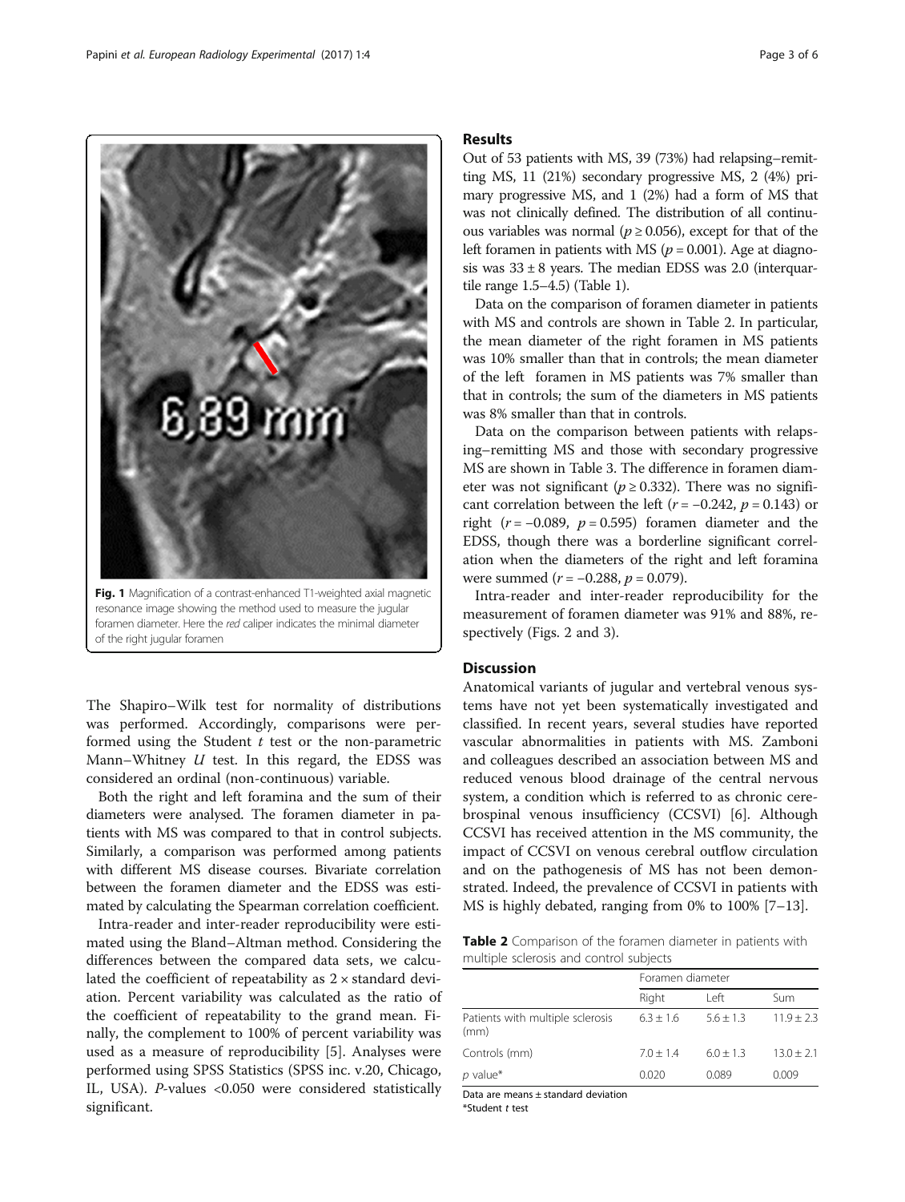Fig. 1 Magnification of a contrast-enhanced T1-weighted axial magnetic resonance image showing the method used to measure the jugular foramen diameter. Here the *red* caliper indicates the minimal diameter of the right jugular foramen

The Shapiro–Wilk test for normality of distributions was performed. Accordingly, comparisons were performed using the Student *t* test or the non-parametric Mann–Whitney *U* test. In this regard, the EDSS was considered an ordinal (non-continuous) variable.

Both the right and left foramina and the sum of their diameters were analysed. The foramen diameter in patients with MS was compared to that in control subjects. Similarly, a comparison was performed among patients with different MS disease courses. Bivariate correlation between the foramen diameter and the EDSS was estimated by calculating the Spearman correlation coefficient.

Intra-reader and inter-reader reproducibility were estimated using the Bland–Altman method. Considering the differences between the compared data sets, we calculated the coefficient of repeatability as 2 × standard deviation. Percent variability was calculated as the ratio of the coefficient of repeatability to the grand mean. Finally, the complement to 100% of percent variability was used as a measure of reproducibility [5]. Analyses were performed using SPSS Statistics (SPSS inc. v.20, Chicago, IL, USA). *P*-values <0.050 were considered statistically significant.

## Results

Out of 53 patients with MS, 39 (73%) had relapsing–remitting MS, 11 (21%) secondary progressive MS, 2 (4%) primary progressive MS, and 1 (2%) had a form of MS that was not clinically defined. The distribution of all continuous variables was normal ($p \geq 0.056$), except for that of the left foramen in patients with MS ($p = 0.001$). Age at diagnosis was 33 ± 8 years. The median EDSS was 2.0 (interquartile range 1.5–4.5) (Table 1).

Data on the comparison of foramen diameter in patients with MS and controls are shown in Table 2. In particular, the mean diameter of the right foramen in MS patients was 10% smaller than that in controls; the mean diameter of the left foramen in MS patients was 7% smaller than that in controls; the sum of the diameters in MS patients was 8% smaller than that in controls.

Data on the comparison between patients with relapsing–remitting MS and those with secondary progressive MS are shown in Table 3. The difference in foramen diameter was not significant ($p \geq 0.332$). There was no significant correlation between the left ($r = -0.242$, $p = 0.143$) or right ($r = -0.089$, $p = 0.595$) foramen diameter and the EDSS, though there was a borderline significant correlation when the diameters of the right and left foramina were summed ($r = -0.288$, $p = 0.079$).

Intra-reader and inter-reader reproducibility for the measurement of foramen diameter was 91% and 88%, respectively (Figs. 2 and 3).

## Discussion

Anatomical variants of jugular and vertebral venous systems have not yet been systematically investigated and classified. In recent years, several studies have reported vascular abnormalities in patients with MS. Zamboni and colleagues described an association between MS and reduced venous blood drainage of the central nervous system, a condition which is referred to as chronic cerebrospinal venous insufficiency (CCSVI) [6]. Although CCSVI has received attention in the MS community, the impact of CCSVI on venous cerebral outflow circulation and on the pathogenesis of MS has not been demonstrated. Indeed, the prevalence of CCSVI in patients with MS is highly debated, ranging from 0% to 100% [7–13].

**Table 2** Comparison of the foramen diameter in patients with multiple sclerosis and control subjects

| | Foramen diameter | | |
|---|---|---|---|
| | Right | Left | Sum |
| Patients with multiple sclerosis (mm) | 6.3 ± 1.6 | 5.6 ± 1.3 | 11.9 ± 2.3 |
| Controls (mm) | 7.0 ± 1.4 | 6.0 ± 1.3 | 13.0 ± 2.1 |
| *p* value* | 0.020 | 0.089 | 0.009 |

Data are means ± standard deviation
*Student *t* test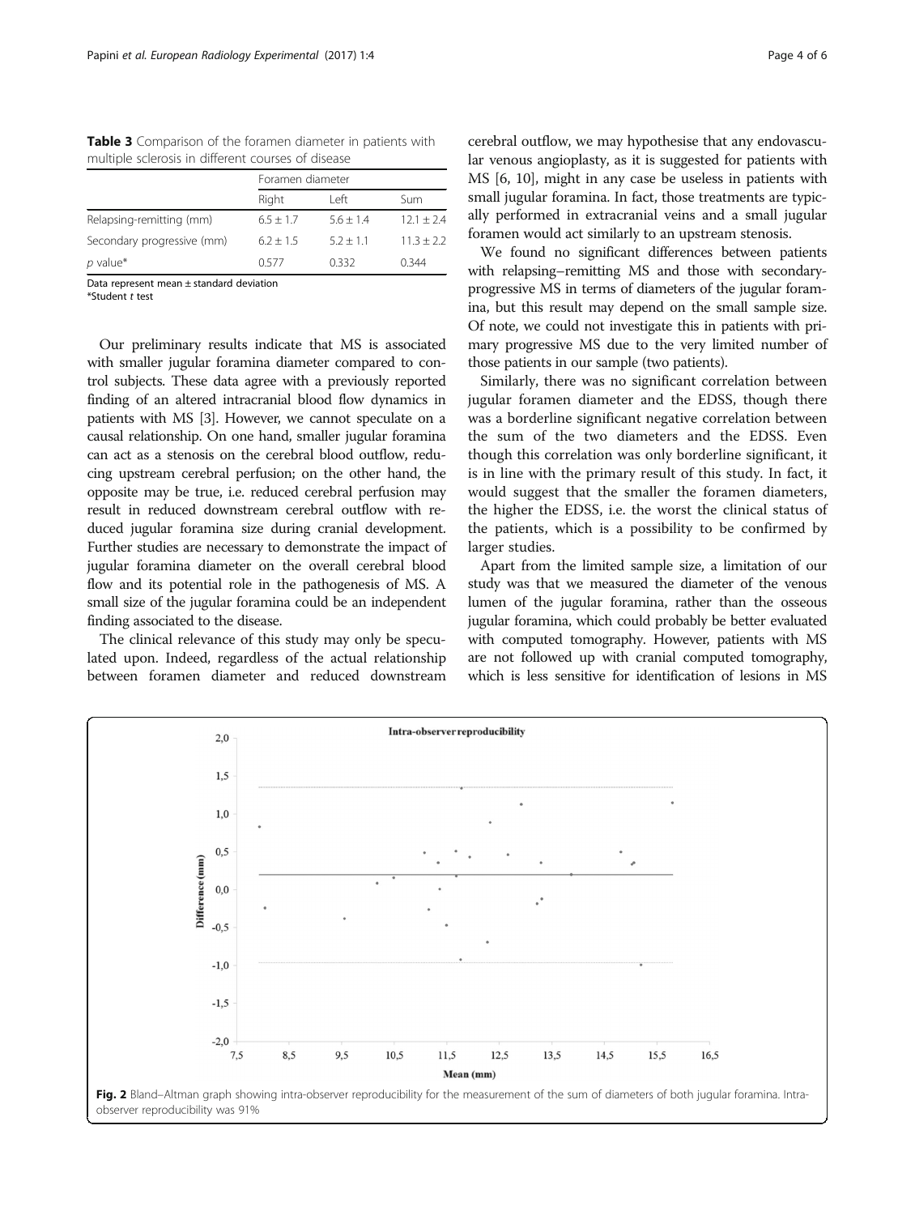**Table 3** Comparison of the foramen diameter in patients with multiple sclerosis in different courses of disease

| | Foramen diameter | | |
|---|---|---|---|
| | Right | Left | Sum |
| Relapsing-remitting (mm) | 6.5 ± 1.7 | 5.6 ± 1.4 | 12.1 ± 2.4 |
| Secondary progressive (mm) | 6.2 ± 1.5 | 5.2 ± 1.1 | 11.3 ± 2.2 |
| *p* value* | 0.577 | 0.332 | 0.344 |

Data represent mean ± standard deviation
*Student *t* test

Our preliminary results indicate that MS is associated with smaller jugular foramina diameter compared to control subjects. These data agree with a previously reported finding of an altered intracranial blood flow dynamics in patients with MS [3]. However, we cannot speculate on a causal relationship. On one hand, smaller jugular foramina can act as a stenosis on the cerebral blood outflow, reducing upstream cerebral perfusion; on the other hand, the opposite may be true, i.e. reduced cerebral perfusion may result in reduced downstream cerebral outflow with reduced jugular foramina size during cranial development. Further studies are necessary to demonstrate the impact of jugular foramina diameter on the overall cerebral blood flow and its potential role in the pathogenesis of MS. A small size of the jugular foramina could be an independent finding associated to the disease.

The clinical relevance of this study may only be speculated upon. Indeed, regardless of the actual relationship between foramen diameter and reduced downstream cerebral outflow, we may hypothesise that any endovascular venous angioplasty, as it is suggested for patients with MS [6, 10], might in any case be useless in patients with small jugular foramina. In fact, those treatments are typically performed in extracranial veins and a small jugular foramen would act similarly to an upstream stenosis.

We found no significant differences between patients with relapsing–remitting MS and those with secondary-progressive MS in terms of diameters of the jugular foramina, but this result may depend on the small sample size. Of note, we could not investigate this in patients with primary progressive MS due to the very limited number of those patients in our sample (two patients).

Similarly, there was no significant correlation between jugular foramen diameter and the EDSS, though there was a borderline significant negative correlation between the sum of the two diameters and the EDSS. Even though this correlation was only borderline significant, it is in line with the primary result of this study. In fact, it would suggest that the smaller the foramen diameters, the higher the EDSS, i.e. the worst the clinical status of the patients, which is a possibility to be confirmed by larger studies.

Apart from the limited sample size, a limitation of our study was that we measured the diameter of the venous lumen of the jugular foramina, rather than the osseous jugular foramina, which could probably be better evaluated with computed tomography. However, patients with MS are not followed up with cranial computed tomography, which is less sensitive for identification of lesions in MS

Intra-observer reproducibility
Difference (mm)
2,0
1,5
1,0
0,5
0,0
-0,5
-1,0
-1,5
-2,0
Mean (mm)
7,5 8,5 9,5 10,5 11,5 12,5 13,5 14,5 15,5 16,5

**Fig. 2** Bland–Altman graph showing intra-observer reproducibility for the measurement of the sum of diameters of both jugular foramina. Intra-observer reproducibility was 91%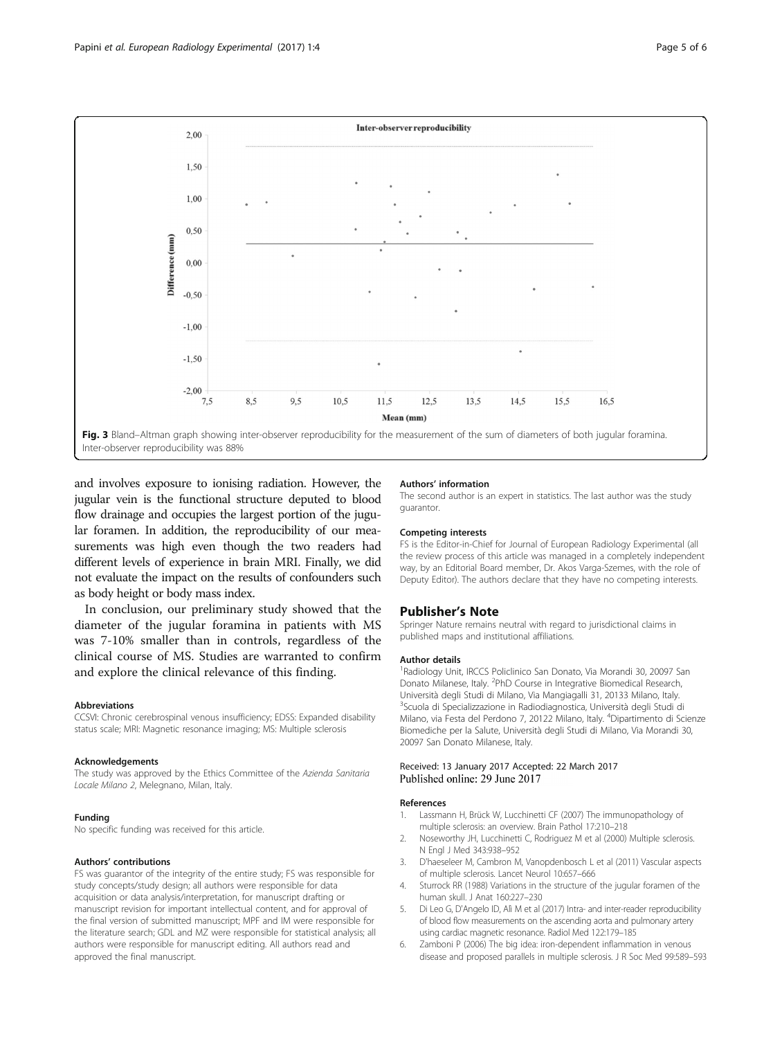Inter-observer reproducibility

2,00

1,50

1,00

0,50

0,00

-0,50

-1,00

-1,50

-2,00

Difference (mm)

7,5 8,5 9,5 10,5 11,5 12,5 13,5 14,5 15,5 16,5

Mean (mm)

**Fig. 3** Bland–Altman graph showing inter-observer reproducibility for the measurement of the sum of diameters of both jugular foramina. Inter-observer reproducibility was 88%

and involves exposure to ionising radiation. However, the jugular vein is the functional structure deputed to blood flow drainage and occupies the largest portion of the jugular foramen. In addition, the reproducibility of our measurements was high even though the two readers had different levels of experience in brain MRI. Finally, we did not evaluate the impact on the results of confounders such as body height or body mass index.

In conclusion, our preliminary study showed that the diameter of the jugular foramina in patients with MS was 7-10% smaller than in controls, regardless of the clinical course of MS. Studies are warranted to confirm and explore the clinical relevance of this finding.

#### Abbreviations

CCSVI: Chronic cerebrospinal venous insufficiency; EDSS: Expanded disability status scale; MRI: Magnetic resonance imaging; MS: Multiple sclerosis

#### Acknowledgements

The study was approved by the Ethics Committee of the *Azienda Sanitaria Locale Milano 2*, Melegnano, Milan, Italy.

#### Funding

No specific funding was received for this article.

#### Authors' contributions

FS was guarantor of the integrity of the entire study; FS was responsible for study concepts/study design; all authors were responsible for data acquisition or data analysis/interpretation, for manuscript drafting or manuscript revision for important intellectual content, and for approval of the final version of submitted manuscript; MPF and IM were responsible for the literature search; GDL and MZ were responsible for statistical analysis; all authors were responsible for manuscript editing. All authors read and approved the final manuscript.

#### Authors' information

The second author is an expert in statistics. The last author was the study guarantor.

#### Competing interests

FS is the Editor-in-Chief for Journal of European Radiology Experimental (all the review process of this article was managed in a completely independent way, by an Editorial Board member, Dr. Akos Varga-Szemes, with the role of Deputy Editor). The authors declare that they have no competing interests.

## Publisher's Note

Springer Nature remains neutral with regard to jurisdictional claims in published maps and institutional affiliations.

#### Author details

[1]Radiology Unit, IRCCS Policlinico San Donato, Via Morandi 30, 20097 San Donato Milanese, Italy. [2]PhD Course in Integrative Biomedical Research, Università degli Studi di Milano, Via Mangiagalli 31, 20133 Milano, Italy. [3]Scuola di Specializzazione in Radiodiagnostica, Università degli Studi di Milano, via Festa del Perdono 7, 20122 Milano, Italy. [4]Dipartimento di Scienze Biomediche per la Salute, Università degli Studi di Milano, Via Morandi 30, 20097 San Donato Milanese, Italy.

Received: 13 January 2017 Accepted: 22 March 2017
Published online: 29 June 2017

#### References

1. Lassmann H, Brück W, Lucchinetti CF (2007) The immunopathology of multiple sclerosis: an overview. Brain Pathol 17:210–218
2. Noseworthy JH, Lucchinetti C, Rodriguez M et al (2000) Multiple sclerosis. N Engl J Med 343:938–952
3. D'haeseleer M, Cambron M, Vanopdenbosch L et al (2011) Vascular aspects of multiple sclerosis. Lancet Neurol 10:657–666
4. Sturrock RR (1988) Variations in the structure of the jugular foramen of the human skull. J Anat 160:227–230
5. Di Leo G, D'Angelo ID, Alì M et al (2017) Intra- and inter-reader reproducibility of blood flow measurements on the ascending aorta and pulmonary artery using cardiac magnetic resonance. Radiol Med 122:179–185
6. Zamboni P (2006) The big idea: iron-dependent inflammation in venous disease and proposed parallels in multiple sclerosis. J R Soc Med 99:589–593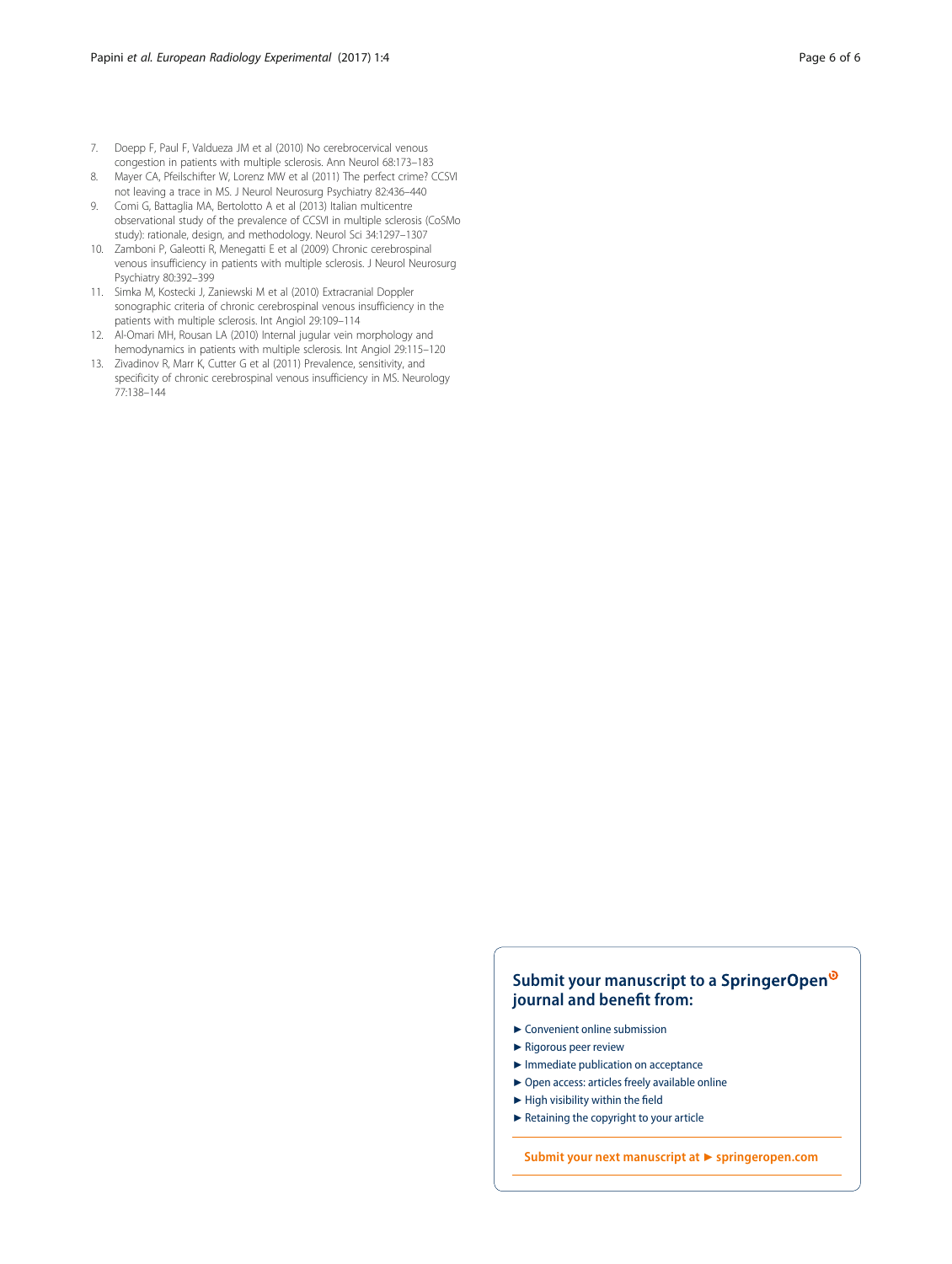7. Doepp F, Paul F, Valdueza JM et al (2010) No cerebrocervical venous congestion in patients with multiple sclerosis. Ann Neurol 68:173–183
8. Mayer CA, Pfeilschifter W, Lorenz MW et al (2011) The perfect crime? CCSVI not leaving a trace in MS. J Neurol Neurosurg Psychiatry 82:436–440
9. Comi G, Battaglia MA, Bertolotto A et al (2013) Italian multicentre observational study of the prevalence of CCSVI in multiple sclerosis (CoSMo study): rationale, design, and methodology. Neurol Sci 34:1297–1307
10. Zamboni P, Galeotti R, Menegatti E et al (2009) Chronic cerebrospinal venous insufficiency in patients with multiple sclerosis. J Neurol Neurosurg Psychiatry 80:392–399
11. Simka M, Kostecki J, Zaniewski M et al (2010) Extracranial Doppler sonographic criteria of chronic cerebrospinal venous insufficiency in the patients with multiple sclerosis. Int Angiol 29:109–114
12. Al-Omari MH, Rousan LA (2010) Internal jugular vein morphology and hemodynamics in patients with multiple sclerosis. Int Angiol 29:115–120
13. Zivadinov R, Marr K, Cutter G et al (2011) Prevalence, sensitivity, and specificity of chronic cerebrospinal venous insufficiency in MS. Neurology 77:138–144

**Submit your manuscript to a SpringerOpen journal and benefit from:**

- ► Convenient online submission
- ► Rigorous peer review
- ► Immediate publication on acceptance
- ► Open access: articles freely available online
- ► High visibility within the field
- ► Retaining the copyright to your article

**Submit your next manuscript at ► springeropen.com**